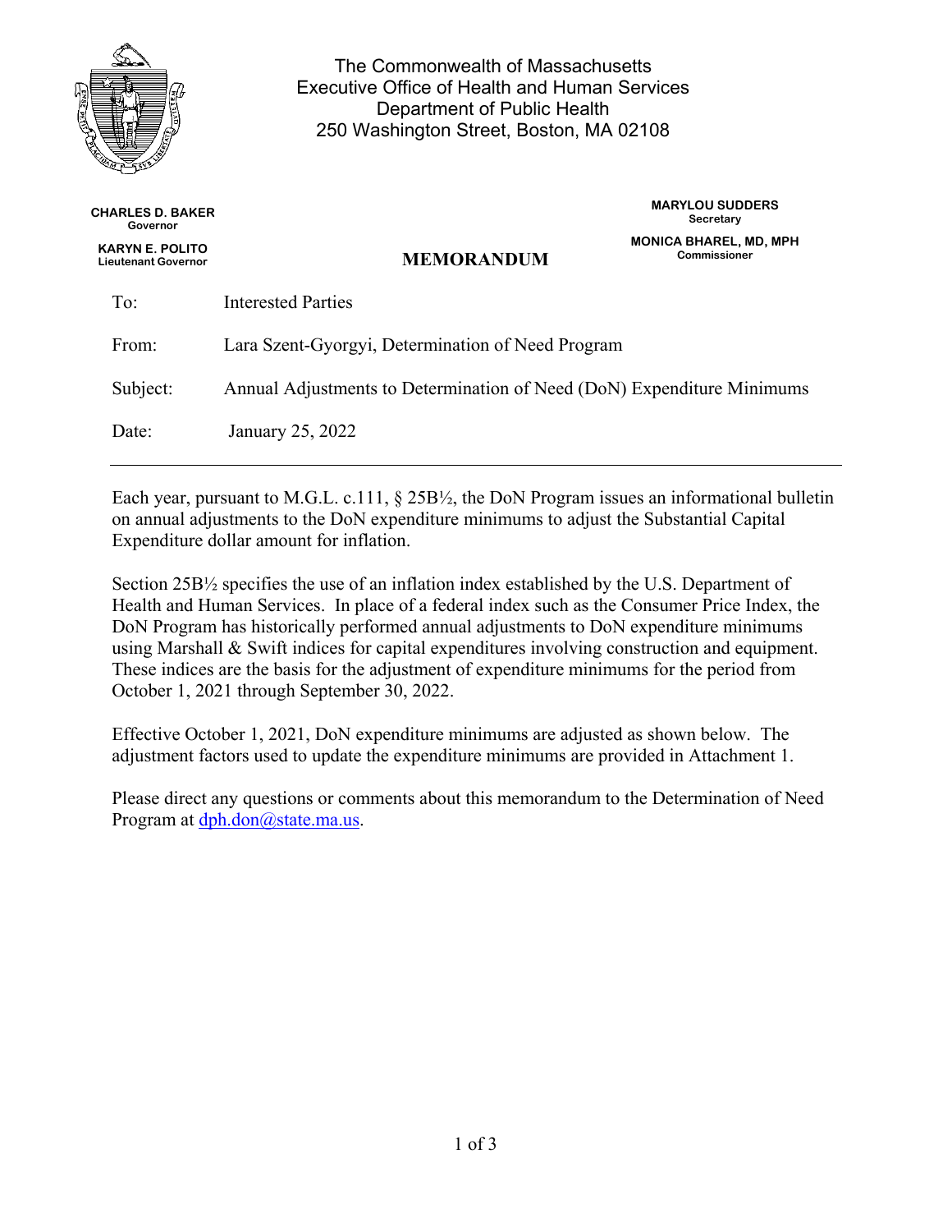The Commonwealth of Massachusetts
Executive Office of Health and Human Services
Department of Public Health
250 Washington Street, Boston, MA 02108

**CHARLES D. BAKER**
Governor

**KARYN E. POLITO**
Lieutenant Governor

**MARYLOU SUDDERS**
Secretary

**MONICA BHAREL, MD, MPH**
Commissioner

# MEMORANDUM

To: Interested Parties

From: Lara Szent-Gyorgyi, Determination of Need Program

Subject: Annual Adjustments to Determination of Need (DoN) Expenditure Minimums

Date: January 25, 2022

---

Each year, pursuant to M.G.L. c.111, § 25B½, the DoN Program issues an informational bulletin on annual adjustments to the DoN expenditure minimums to adjust the Substantial Capital Expenditure dollar amount for inflation.

Section 25B½ specifies the use of an inflation index established by the U.S. Department of Health and Human Services. In place of a federal index such as the Consumer Price Index, the DoN Program has historically performed annual adjustments to DoN expenditure minimums using Marshall & Swift indices for capital expenditures involving construction and equipment. These indices are the basis for the adjustment of expenditure minimums for the period from October 1, 2021 through September 30, 2022.

Effective October 1, 2021, DoN expenditure minimums are adjusted as shown below. The adjustment factors used to update the expenditure minimums are provided in Attachment 1.

Please direct any questions or comments about this memorandum to the Determination of Need Program at dph.don@state.ma.us.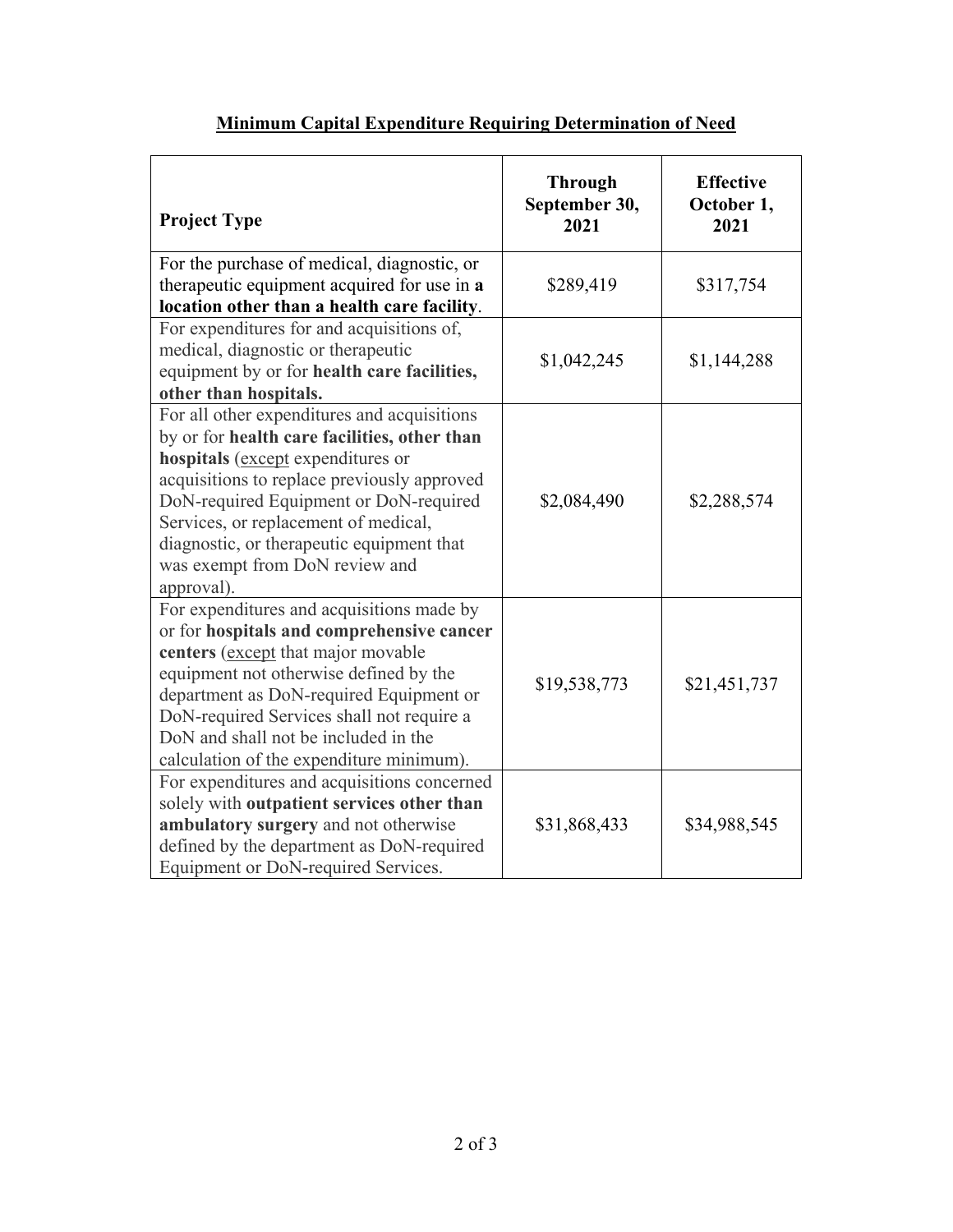**Minimum Capital Expenditure Requiring Determination of Need**

| Project Type | Through September 30, 2021 | Effective October 1, 2021 |
|---|---|---|
| For the purchase of medical, diagnostic, or therapeutic equipment acquired for use in **a location other than a health care facility**. | $289,419 | $317,754 |
| For expenditures for and acquisitions of, medical, diagnostic or therapeutic equipment by or for **health care facilities, other than hospitals.** | $1,042,245 | $1,144,288 |
| For all other expenditures and acquisitions by or for **health care facilities, other than hospitals** (except expenditures or acquisitions to replace previously approved DoN-required Equipment or DoN-required Services, or replacement of medical, diagnostic, or therapeutic equipment that was exempt from DoN review and approval). | $2,084,490 | $2,288,574 |
| For expenditures and acquisitions made by or for **hospitals and comprehensive cancer centers** (except that major movable equipment not otherwise defined by the department as DoN-required Equipment or DoN-required Services shall not require a DoN and shall not be included in the calculation of the expenditure minimum). | $19,538,773 | $21,451,737 |
| For expenditures and acquisitions concerned solely with **outpatient services other than ambulatory surgery** and not otherwise defined by the department as DoN-required Equipment or DoN-required Services. | $31,868,433 | $34,988,545 |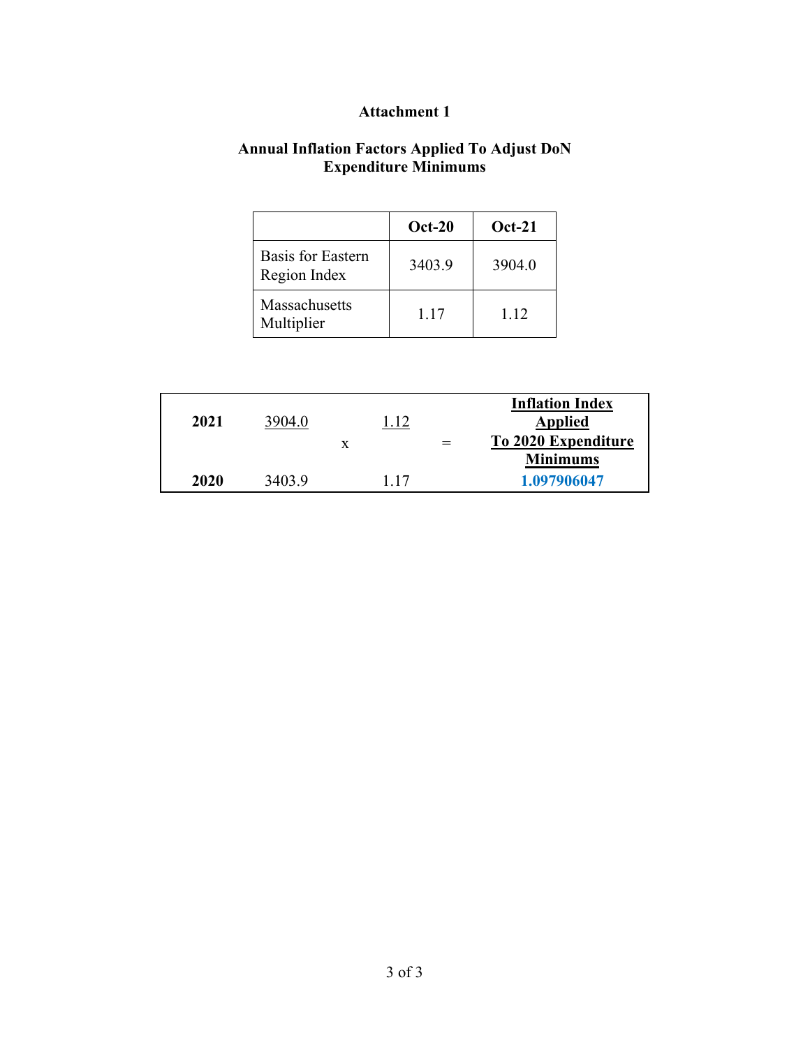# Attachment 1

## Annual Inflation Factors Applied To Adjust DoN Expenditure Minimums

| | Oct-20 | Oct-21 |
|---|---|---|
| Basis for Eastern Region Index | 3403.9 | 3904.0 |
| Massachusetts Multiplier | 1.17 | 1.12 |

| | | | | | **Inflation Index Applied To 2020 Expenditure Minimums** |
|---|---|---|---|---|---|
| **2021** | 3904.0 | x | 1.12 | = | |
| **2020** | 3403.9 | | 1.17 | | **1.097906047** |